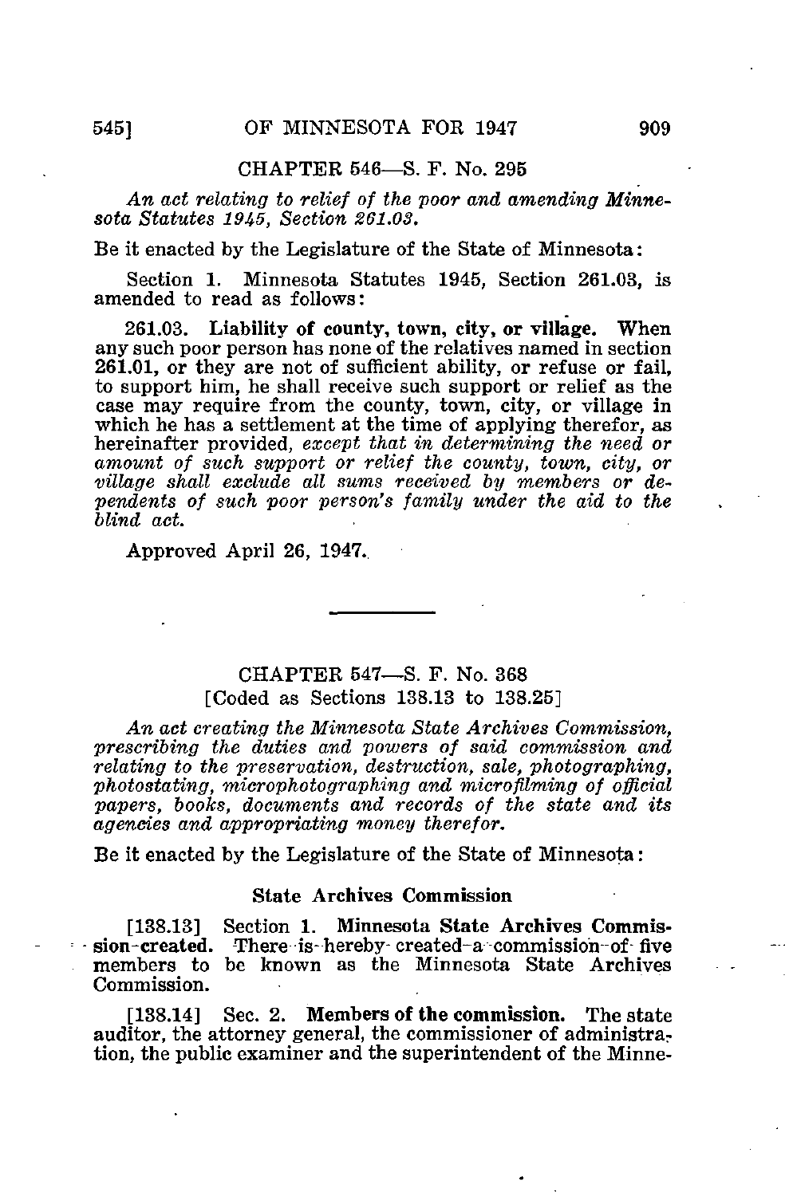## CHAPTER 546—S. F. No. 295

*An act relating to relief of the poor and amending Minnesota Statutes 1945, Section 261.03.*

Be it enacted by the Legislature of the State of Minnesota:

Section 1. Minnesota Statutes 1945, Section 261.03, is amended to read as follows:

261.03. **Liability of county, town, city, or village.** When any such poor person has none of the relatives named in section 261.01, or they are not of sufficient ability, or refuse or fail, to support him, he shall receive such support or relief as the case may require from the county, town, city, or village in which he has a settlement at the time of applying therefor, as hereinafter provided, *except that in determining the need or amount of such support or relief the county, town, city, or village shall exclude all sums received by members or dependents of such poor person's family under the aid to the blind act.*

Approved April 26, 1947.

---

## CHAPTER 547—S. F. No. 368
[Coded as Sections 138.13 to 138.25]

*An act creating the Minnesota State Archives Commission, prescribing the duties and powers of said commission and relating to the preservation, destruction, sale, photographing, photostating, microphotographing and microfilming of official papers, books, documents and records of the state and its agencies and appropriating money therefor.*

Be it enacted by the Legislature of the State of Minnesota:

### State Archives Commission

[138.13] Section 1. **Minnesota State Archives Commission created.** There is hereby created a commission of five members to be known as the Minnesota State Archives Commission.

[138.14] Sec. 2. **Members of the commission.** The state auditor, the attorney general, the commissioner of administration, the public examiner and the superintendent of the Minne-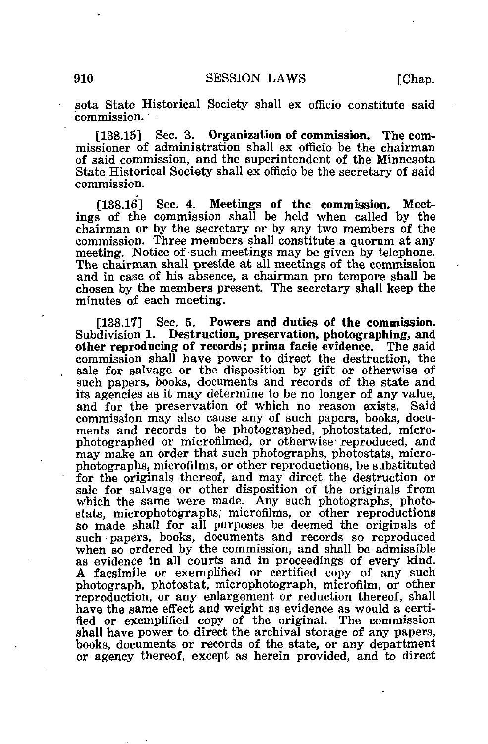sota State Historical Society shall ex officio constitute said commission.

[138.15] Sec. 3. **Organization of commission.** The commissioner of administration shall ex officio be the chairman of said commission, and the superintendent of the Minnesota State Historical Society shall ex officio be the secretary of said commission.

[138.16] Sec. 4. **Meetings of the commission.** Meetings of the commission shall be held when called by the chairman or by the secretary or by any two members of the commission. Three members shall constitute a quorum at any meeting. Notice of such meetings may be given by telephone. The chairman shall preside at all meetings of the commission and in case of his absence, a chairman pro tempore shall be chosen by the members present. The secretary shall keep the minutes of each meeting.

[138.17] Sec. 5. **Powers and duties of the commission.** Subdivision 1. **Destruction, preservation, photographing, and other reproducing of records; prima facie evidence.** The said commission shall have power to direct the destruction, the sale for salvage or the disposition by gift or otherwise of such papers, books, documents and records of the state and its agencies as it may determine to be no longer of any value, and for the preservation of which no reason exists. Said commission may also cause any of such papers, books, documents and records to be photographed, photostated, microphotographed or microfilmed, or otherwise reproduced, and may make an order that such photographs, photostats, microphotographs, microfilms, or other reproductions, be substituted for the originals thereof, and may direct the destruction or sale for salvage or other disposition of the originals from which the same were made. Any such photographs, photostats, microphotographs, microfilms, or other reproductions so made shall for all purposes be deemed the originals of such papers, books, documents and records so reproduced when so ordered by the commission, and shall be admissible as evidence in all courts and in proceedings of every kind. A facsimile or exemplified or certified copy of any such photograph, photostat, microphotograph, microfilm, or other reproduction, or any enlargement or reduction thereof, shall have the same effect and weight as evidence as would a certified or exemplified copy of the original. The commission shall have power to direct the archival storage of any papers, books, documents or records of the state, or any department or agency thereof, except as herein provided, and to direct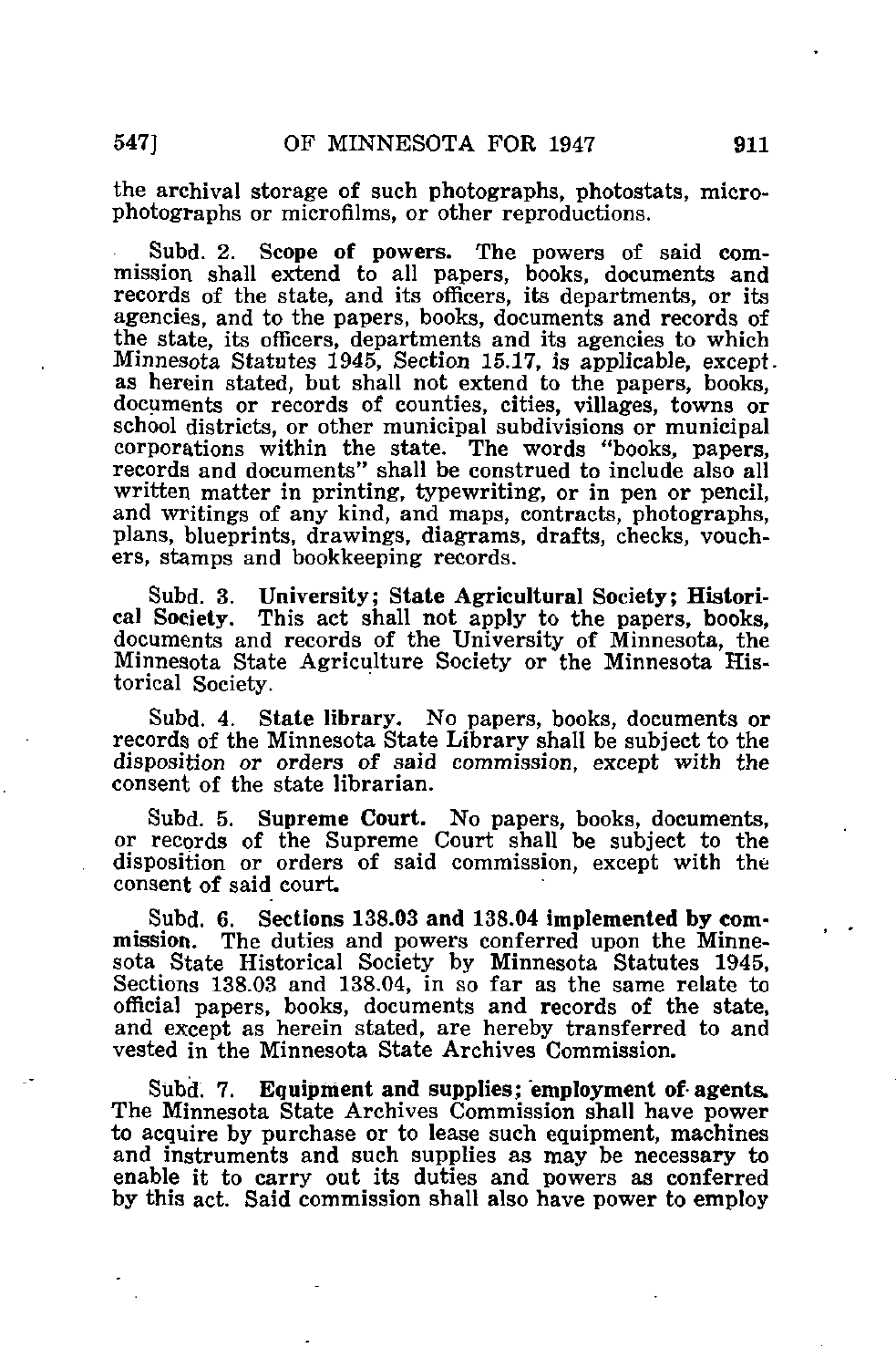the archival storage of such photographs, photostats, micro-photographs or microfilms, or other reproductions.

Subd. 2. **Scope of powers.** The powers of said commission shall extend to all papers, books, documents and records of the state, and its officers, its departments, or its agencies, and to the papers, books, documents and records of the state, its officers, departments and its agencies to which Minnesota Statutes 1945, Section 15.17, is applicable, except as herein stated, but shall not extend to the papers, books, documents or records of counties, cities, villages, towns or school districts, or other municipal subdivisions or municipal corporations within the state. The words "books, papers, records and documents" shall be construed to include also all written matter in printing, typewriting, or in pen or pencil, and writings of any kind, and maps, contracts, photographs, plans, blueprints, drawings, diagrams, drafts, checks, vouchers, stamps and bookkeeping records.

Subd. 3. **University; State Agricultural Society; Historical Society.** This act shall not apply to the papers, books, documents and records of the University of Minnesota, the Minnesota State Agriculture Society or the Minnesota Historical Society.

Subd. 4. **State library.** No papers, books, documents or records of the Minnesota State Library shall be subject to the disposition or orders of said commission, except with the consent of the state librarian.

Subd. 5. **Supreme Court.** No papers, books, documents, or records of the Supreme Court shall be subject to the disposition or orders of said commission, except with the consent of said court.

Subd. 6. **Sections 138.03 and 138.04 implemented by commission.** The duties and powers conferred upon the Minnesota State Historical Society by Minnesota Statutes 1945, Sections 138.03 and 138.04, in so far as the same relate to official papers, books, documents and records of the state, and except as herein stated, are hereby transferred to and vested in the Minnesota State Archives Commission.

Subd. 7. **Equipment and supplies; employment of agents.** The Minnesota State Archives Commission shall have power to acquire by purchase or to lease such equipment, machines and instruments and such supplies as may be necessary to enable it to carry out its duties and powers as conferred by this act. Said commission shall also have power to employ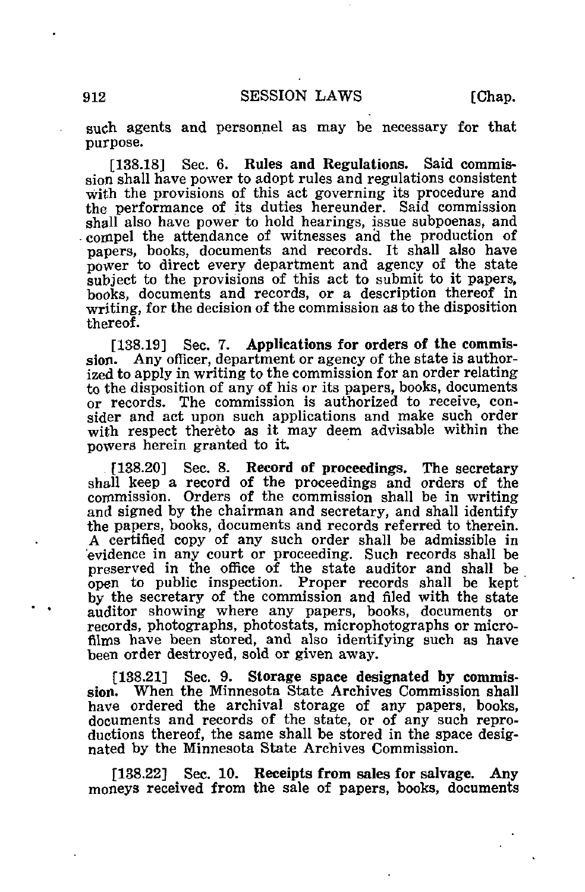such agents and personnel as may be necessary for that purpose.

[138.18] Sec. 6. **Rules and Regulations.** Said commission shall have power to adopt rules and regulations consistent with the provisions of this act governing its procedure and the performance of its duties hereunder. Said commission shall also have power to hold hearings, issue subpoenas, and compel the attendance of witnesses and the production of papers, books, documents and records. It shall also have power to direct every department and agency of the state subject to the provisions of this act to submit to it papers, books, documents and records, or a description thereof in writing, for the decision of the commission as to the disposition thereof.

[138.19] Sec. 7. **Applications for orders of the commission.** Any officer, department or agency of the state is authorized to apply in writing to the commission for an order relating to the disposition of any of his or its papers, books, documents or records. The commission is authorized to receive, consider and act upon such applications and make such order with respect thereto as it may deem advisable within the powers herein granted to it.

[138.20] Sec. 8. **Record of proceedings.** The secretary shall keep a record of the proceedings and orders of the commission. Orders of the commission shall be in writing and signed by the chairman and secretary, and shall identify the papers, books, documents and records referred to therein. A certified copy of any such order shall be admissible in evidence in any court or proceeding. Such records shall be preserved in the office of the state auditor and shall be open to public inspection. Proper records shall be kept by the secretary of the commission and filed with the state auditor showing where any papers, books, documents or records, photographs, photostats, microphotographs or microfilms have been stored, and also identifying such as have been order destroyed, sold or given away.

[138.21] Sec. 9. **Storage space designated by commission.** When the Minnesota State Archives Commission shall have ordered the archival storage of any papers, books, documents and records of the state, or of any such reproductions thereof, the same shall be stored in the space designated by the Minnesota State Archives Commission.

[138.22] Sec. 10. **Receipts from sales for salvage.** Any moneys received from the sale of papers, books, documents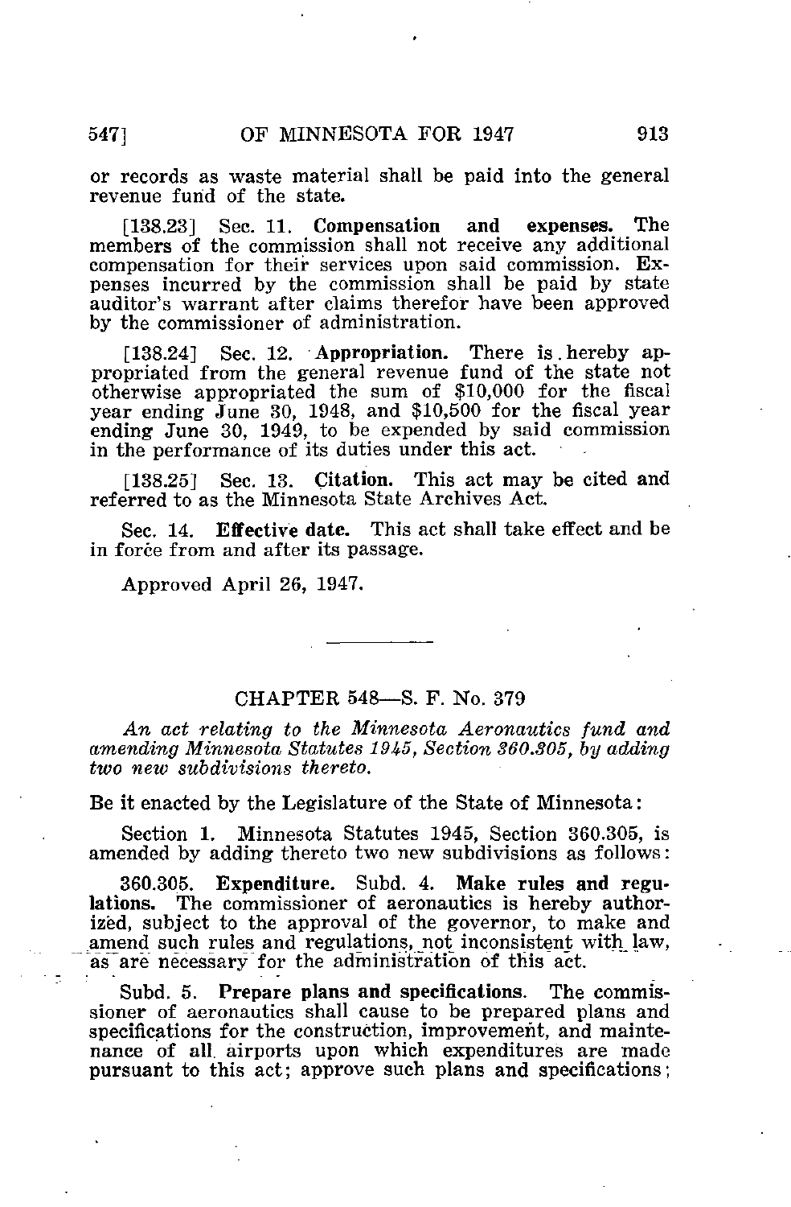or records as waste material shall be paid into the general revenue fund of the state.

[138.23] Sec. 11. **Compensation and expenses.** The members of the commission shall not receive any additional compensation for their services upon said commission. Expenses incurred by the commission shall be paid by state auditor's warrant after claims therefor have been approved by the commissioner of administration.

[138.24] Sec. 12. **Appropriation.** There is hereby appropriated from the general revenue fund of the state not otherwise appropriated the sum of $10,000 for the fiscal year ending June 30, 1948, and $10,500 for the fiscal year ending June 30, 1949, to be expended by said commission in the performance of its duties under this act.

[138.25] Sec. 13. **Citation.** This act may be cited and referred to as the Minnesota State Archives Act.

Sec. 14. **Effective date.** This act shall take effect and be in force from and after its passage.

Approved April 26, 1947.

---

## CHAPTER 548—S. F. No. 379

*An act relating to the Minnesota Aeronautics fund and amending Minnesota Statutes 1945, Section 360.305, by adding two new subdivisions thereto.*

Be it enacted by the Legislature of the State of Minnesota:

Section 1. Minnesota Statutes 1945, Section 360.305, is amended by adding thereto two new subdivisions as follows:

360.305. **Expenditure.** Subd. 4. **Make rules and regulations.** The commissioner of aeronautics is hereby authorized, subject to the approval of the governor, to make and amend such rules and regulations, not inconsistent with law, as are necessary for the administration of this act.

Subd. 5. **Prepare plans and specifications.** The commissioner of aeronautics shall cause to be prepared plans and specifications for the construction, improvement, and maintenance of all airports upon which expenditures are made pursuant to this act; approve such plans and specifications;